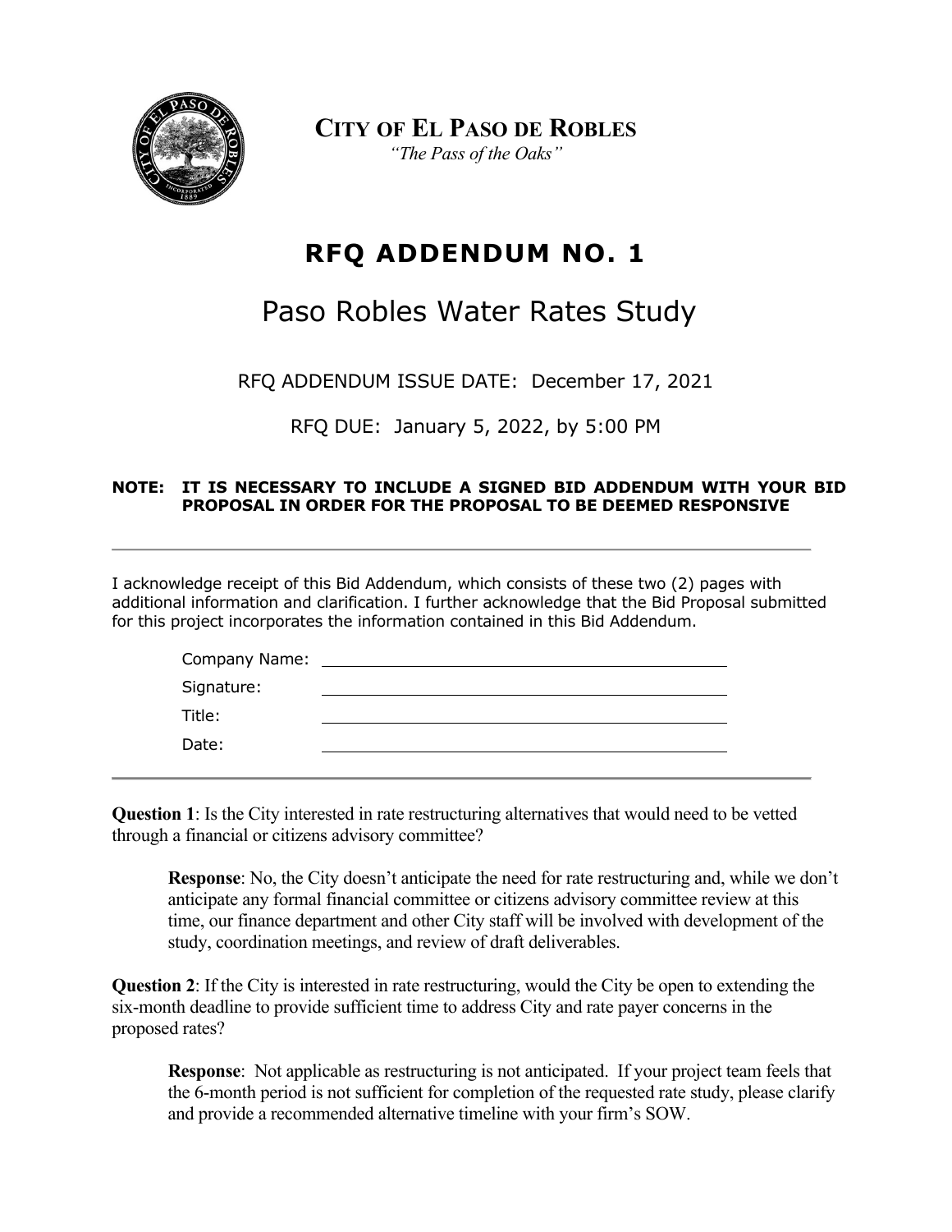**CITY OF EL PASO DE ROBLES**

*"The Pass of the Oaks"*

# RFQ ADDENDUM NO. 1

## Paso Robles Water Rates Study

RFQ ADDENDUM ISSUE DATE: December 17, 2021

RFQ DUE: January 5, 2022, by 5:00 PM

**NOTE: IT IS NECESSARY TO INCLUDE A SIGNED BID ADDENDUM WITH YOUR BID PROPOSAL IN ORDER FOR THE PROPOSAL TO BE DEEMED RESPONSIVE**

---

I acknowledge receipt of this Bid Addendum, which consists of these two (2) pages with additional information and clarification. I further acknowledge that the Bid Proposal submitted for this project incorporates the information contained in this Bid Addendum.

Company Name: ______________________________

Signature: ______________________________

Title: ______________________________

Date: ______________________________

---

**Question 1**: Is the City interested in rate restructuring alternatives that would need to be vetted through a financial or citizens advisory committee?

> **Response**: No, the City doesn't anticipate the need for rate restructuring and, while we don't anticipate any formal financial committee or citizens advisory committee review at this time, our finance department and other City staff will be involved with development of the study, coordination meetings, and review of draft deliverables.

**Question 2**: If the City is interested in rate restructuring, would the City be open to extending the six-month deadline to provide sufficient time to address City and rate payer concerns in the proposed rates?

> **Response**: Not applicable as restructuring is not anticipated. If your project team feels that the 6-month period is not sufficient for completion of the requested rate study, please clarify and provide a recommended alternative timeline with your firm's SOW.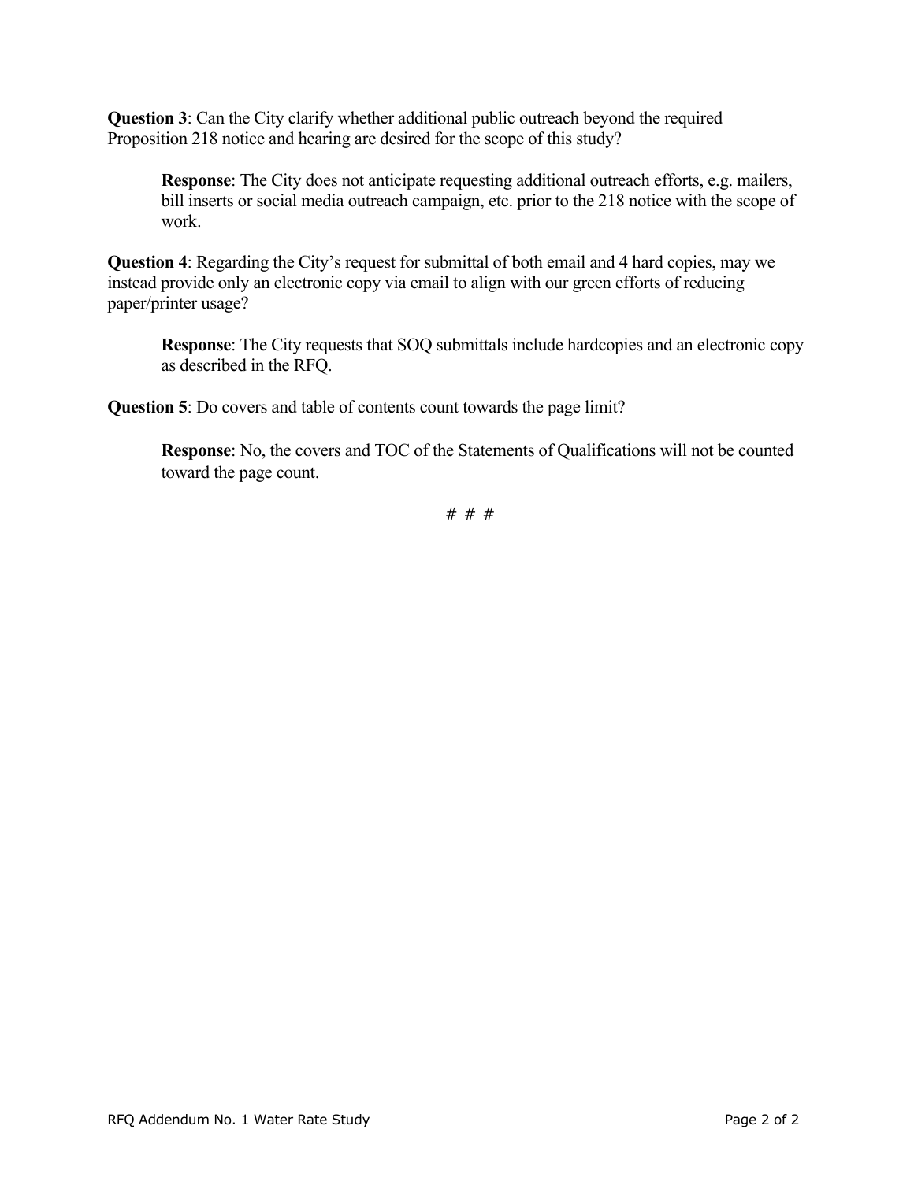**Question 3**: Can the City clarify whether additional public outreach beyond the required Proposition 218 notice and hearing are desired for the scope of this study?

> **Response**: The City does not anticipate requesting additional outreach efforts, e.g. mailers, bill inserts or social media outreach campaign, etc. prior to the 218 notice with the scope of work.

**Question 4**: Regarding the City's request for submittal of both email and 4 hard copies, may we instead provide only an electronic copy via email to align with our green efforts of reducing paper/printer usage?

> **Response**: The City requests that SOQ submittals include hardcopies and an electronic copy as described in the RFQ.

**Question 5**: Do covers and table of contents count towards the page limit?

> **Response**: No, the covers and TOC of the Statements of Qualifications will not be counted toward the page count.

# # #